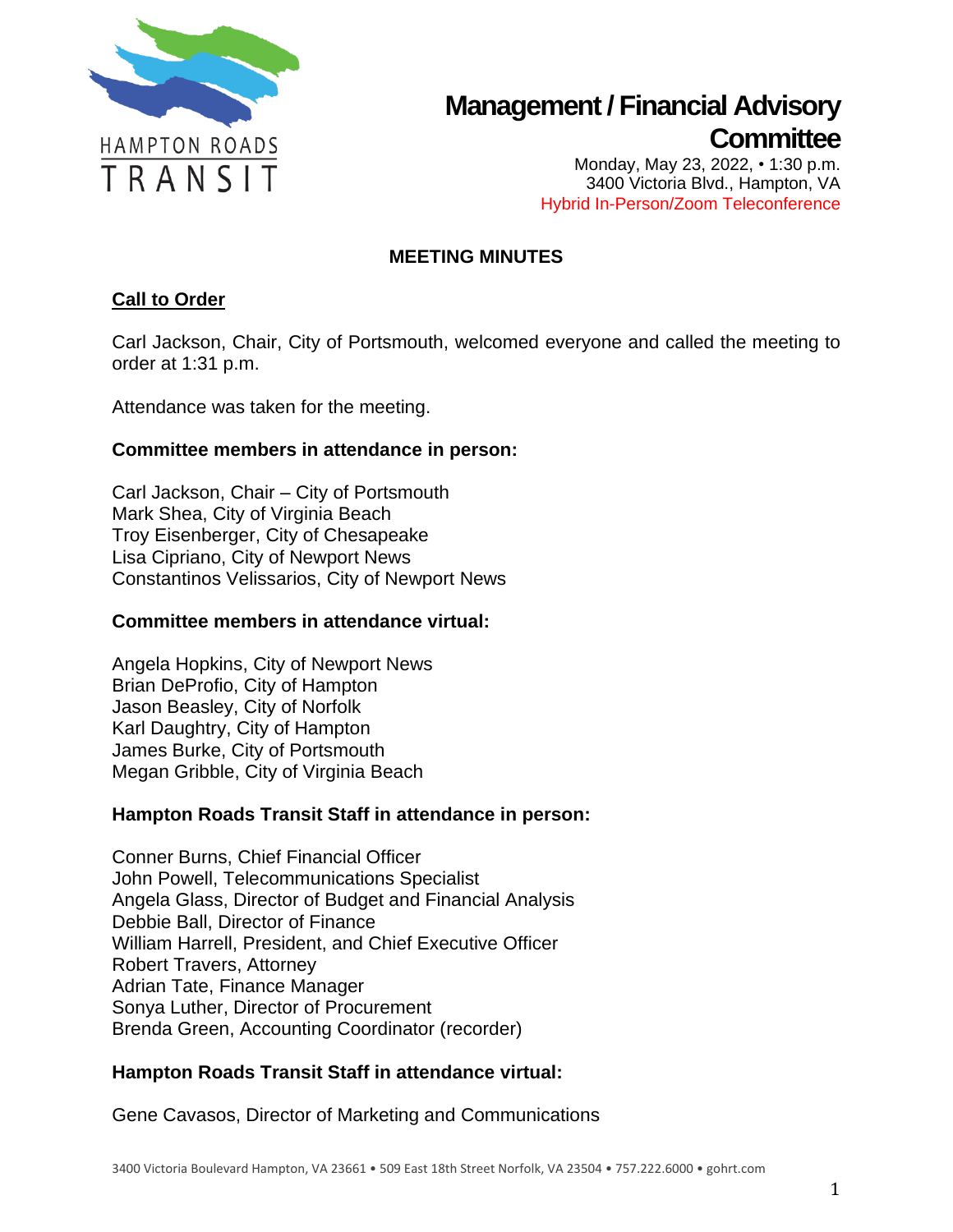HAMPTON ROADS TRANSIT

# Management / Financial Advisory Committee

Monday, May 23, 2022, • 1:30 p.m.
3400 Victoria Blvd., Hampton, VA
Hybrid In-Person/Zoom Teleconference

## MEETING MINUTES

### Call to Order

Carl Jackson, Chair, City of Portsmouth, welcomed everyone and called the meeting to order at 1:31 p.m.

Attendance was taken for the meeting.

**Committee members in attendance in person:**

Carl Jackson, Chair – City of Portsmouth
Mark Shea, City of Virginia Beach
Troy Eisenberger, City of Chesapeake
Lisa Cipriano, City of Newport News
Constantinos Velissarios, City of Newport News

**Committee members in attendance virtual:**

Angela Hopkins, City of Newport News
Brian DeProfio, City of Hampton
Jason Beasley, City of Norfolk
Karl Daughtry, City of Hampton
James Burke, City of Portsmouth
Megan Gribble, City of Virginia Beach

**Hampton Roads Transit Staff in attendance in person:**

Conner Burns, Chief Financial Officer
John Powell, Telecommunications Specialist
Angela Glass, Director of Budget and Financial Analysis
Debbie Ball, Director of Finance
William Harrell, President, and Chief Executive Officer
Robert Travers, Attorney
Adrian Tate, Finance Manager
Sonya Luther, Director of Procurement
Brenda Green, Accounting Coordinator (recorder)

**Hampton Roads Transit Staff in attendance virtual:**

Gene Cavasos, Director of Marketing and Communications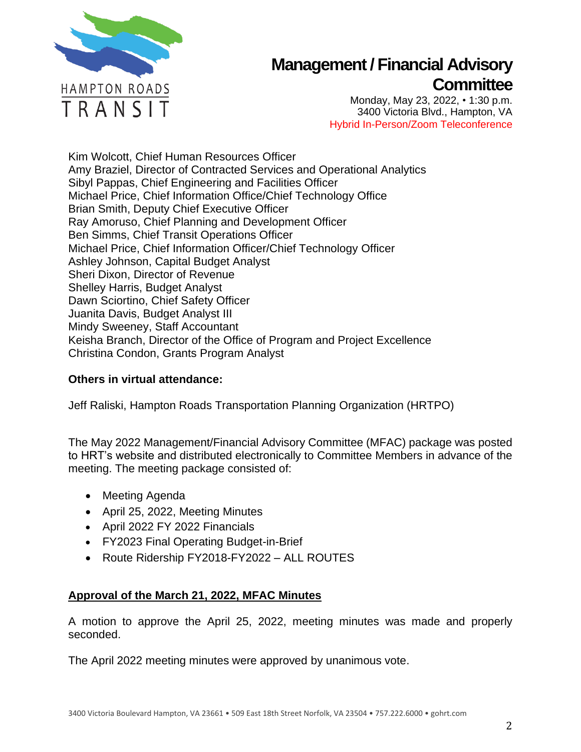# Management / Financial Advisory Committee

Monday, May 23, 2022, • 1:30 p.m.
3400 Victoria Blvd., Hampton, VA
Hybrid In-Person/Zoom Teleconference

Kim Wolcott, Chief Human Resources Officer
Amy Braziel, Director of Contracted Services and Operational Analytics
Sibyl Pappas, Chief Engineering and Facilities Officer
Michael Price, Chief Information Office/Chief Technology Office
Brian Smith, Deputy Chief Executive Officer
Ray Amoruso, Chief Planning and Development Officer
Ben Simms, Chief Transit Operations Officer
Michael Price, Chief Information Officer/Chief Technology Officer
Ashley Johnson, Capital Budget Analyst
Sheri Dixon, Director of Revenue
Shelley Harris, Budget Analyst
Dawn Sciortino, Chief Safety Officer
Juanita Davis, Budget Analyst III
Mindy Sweeney, Staff Accountant
Keisha Branch, Director of the Office of Program and Project Excellence
Christina Condon, Grants Program Analyst

**Others in virtual attendance:**

Jeff Raliski, Hampton Roads Transportation Planning Organization (HRTPO)

The May 2022 Management/Financial Advisory Committee (MFAC) package was posted to HRT's website and distributed electronically to Committee Members in advance of the meeting. The meeting package consisted of:

- Meeting Agenda
- April 25, 2022, Meeting Minutes
- April 2022 FY 2022 Financials
- FY2023 Final Operating Budget-in-Brief
- Route Ridership FY2018-FY2022 – ALL ROUTES

**<u>Approval of the March 21, 2022, MFAC Minutes</u>**

A motion to approve the April 25, 2022, meeting minutes was made and properly seconded.

The April 2022 meeting minutes were approved by unanimous vote.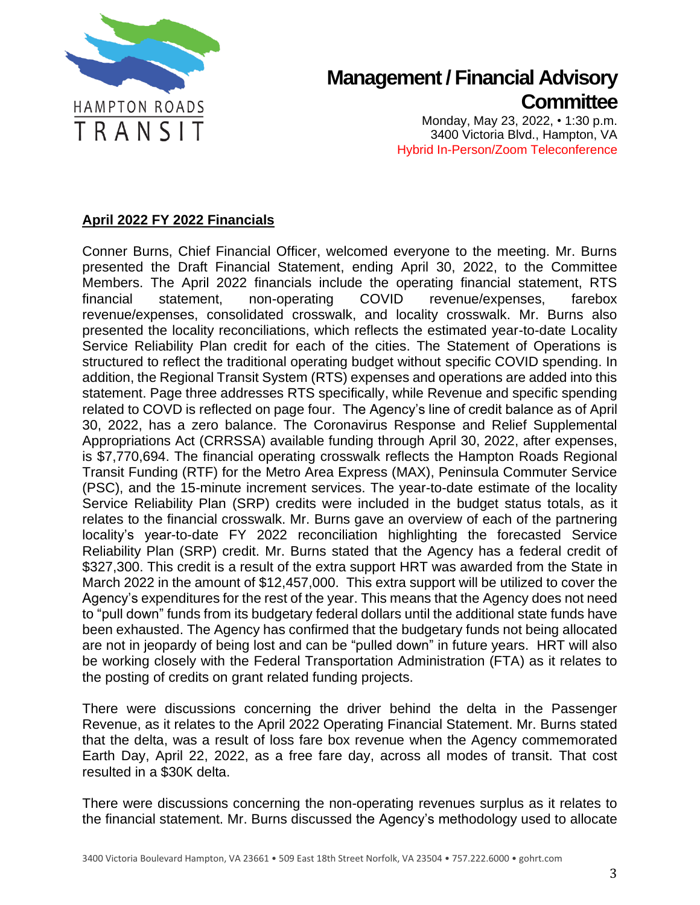# Management / Financial Advisory Committee

Monday, May 23, 2022, • 1:30 p.m.
3400 Victoria Blvd., Hampton, VA
Hybrid In-Person/Zoom Teleconference

**April 2022 FY 2022 Financials**

Conner Burns, Chief Financial Officer, welcomed everyone to the meeting. Mr. Burns presented the Draft Financial Statement, ending April 30, 2022, to the Committee Members. The April 2022 financials include the operating financial statement, RTS financial statement, non-operating COVID revenue/expenses, farebox revenue/expenses, consolidated crosswalk, and locality crosswalk. Mr. Burns also presented the locality reconciliations, which reflects the estimated year-to-date Locality Service Reliability Plan credit for each of the cities. The Statement of Operations is structured to reflect the traditional operating budget without specific COVID spending. In addition, the Regional Transit System (RTS) expenses and operations are added into this statement. Page three addresses RTS specifically, while Revenue and specific spending related to COVD is reflected on page four. The Agency's line of credit balance as of April 30, 2022, has a zero balance. The Coronavirus Response and Relief Supplemental Appropriations Act (CRRSSA) available funding through April 30, 2022, after expenses, is $7,770,694. The financial operating crosswalk reflects the Hampton Roads Regional Transit Funding (RTF) for the Metro Area Express (MAX), Peninsula Commuter Service (PSC), and the 15-minute increment services. The year-to-date estimate of the locality Service Reliability Plan (SRP) credits were included in the budget status totals, as it relates to the financial crosswalk. Mr. Burns gave an overview of each of the partnering locality's year-to-date FY 2022 reconciliation highlighting the forecasted Service Reliability Plan (SRP) credit. Mr. Burns stated that the Agency has a federal credit of $327,300. This credit is a result of the extra support HRT was awarded from the State in March 2022 in the amount of $12,457,000. This extra support will be utilized to cover the Agency's expenditures for the rest of the year. This means that the Agency does not need to "pull down" funds from its budgetary federal dollars until the additional state funds have been exhausted. The Agency has confirmed that the budgetary funds not being allocated are not in jeopardy of being lost and can be "pulled down" in future years. HRT will also be working closely with the Federal Transportation Administration (FTA) as it relates to the posting of credits on grant related funding projects.

There were discussions concerning the driver behind the delta in the Passenger Revenue, as it relates to the April 2022 Operating Financial Statement. Mr. Burns stated that the delta, was a result of loss fare box revenue when the Agency commemorated Earth Day, April 22, 2022, as a free fare day, across all modes of transit. That cost resulted in a $30K delta.

There were discussions concerning the non-operating revenues surplus as it relates to the financial statement. Mr. Burns discussed the Agency's methodology used to allocate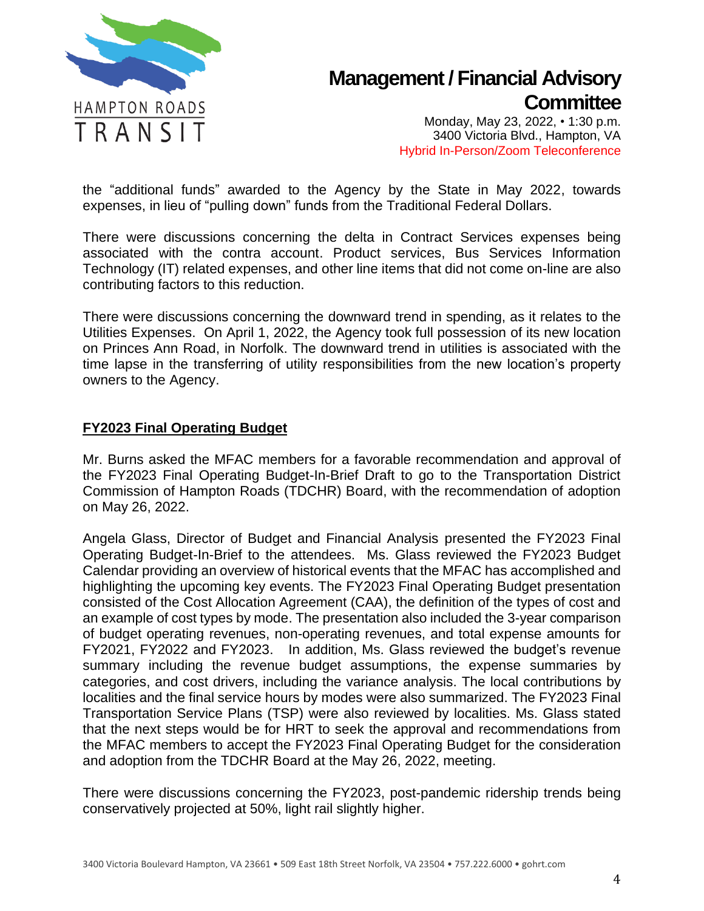the "additional funds" awarded to the Agency by the State in May 2022, towards expenses, in lieu of "pulling down" funds from the Traditional Federal Dollars.

There were discussions concerning the delta in Contract Services expenses being associated with the contra account. Product services, Bus Services Information Technology (IT) related expenses, and other line items that did not come on-line are also contributing factors to this reduction.

There were discussions concerning the downward trend in spending, as it relates to the Utilities Expenses. On April 1, 2022, the Agency took full possession of its new location on Princes Ann Road, in Norfolk. The downward trend in utilities is associated with the time lapse in the transferring of utility responsibilities from the new location's property owners to the Agency.

## FY2023 Final Operating Budget

Mr. Burns asked the MFAC members for a favorable recommendation and approval of the FY2023 Final Operating Budget-In-Brief Draft to go to the Transportation District Commission of Hampton Roads (TDCHR) Board, with the recommendation of adoption on May 26, 2022.

Angela Glass, Director of Budget and Financial Analysis presented the FY2023 Final Operating Budget-In-Brief to the attendees. Ms. Glass reviewed the FY2023 Budget Calendar providing an overview of historical events that the MFAC has accomplished and highlighting the upcoming key events. The FY2023 Final Operating Budget presentation consisted of the Cost Allocation Agreement (CAA), the definition of the types of cost and an example of cost types by mode. The presentation also included the 3-year comparison of budget operating revenues, non-operating revenues, and total expense amounts for FY2021, FY2022 and FY2023. In addition, Ms. Glass reviewed the budget's revenue summary including the revenue budget assumptions, the expense summaries by categories, and cost drivers, including the variance analysis. The local contributions by localities and the final service hours by modes were also summarized. The FY2023 Final Transportation Service Plans (TSP) were also reviewed by localities. Ms. Glass stated that the next steps would be for HRT to seek the approval and recommendations from the MFAC members to accept the FY2023 Final Operating Budget for the consideration and adoption from the TDCHR Board at the May 26, 2022, meeting.

There were discussions concerning the FY2023, post-pandemic ridership trends being conservatively projected at 50%, light rail slightly higher.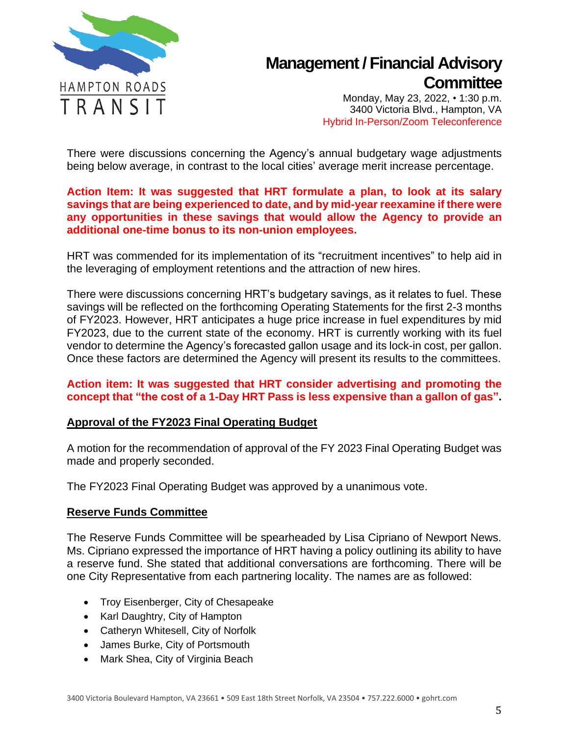There were discussions concerning the Agency's annual budgetary wage adjustments being below average, in contrast to the local cities' average merit increase percentage.

**Action Item: It was suggested that HRT formulate a plan, to look at its salary savings that are being experienced to date, and by mid-year reexamine if there were any opportunities in these savings that would allow the Agency to provide an additional one-time bonus to its non-union employees.**

HRT was commended for its implementation of its "recruitment incentives" to help aid in the leveraging of employment retentions and the attraction of new hires.

There were discussions concerning HRT's budgetary savings, as it relates to fuel. These savings will be reflected on the forthcoming Operating Statements for the first 2-3 months of FY2023. However, HRT anticipates a huge price increase in fuel expenditures by mid FY2023, due to the current state of the economy. HRT is currently working with its fuel vendor to determine the Agency's forecasted gallon usage and its lock-in cost, per gallon. Once these factors are determined the Agency will present its results to the committees.

**Action item: It was suggested that HRT consider advertising and promoting the concept that "the cost of a 1-Day HRT Pass is less expensive than a gallon of gas".**

## Approval of the FY2023 Final Operating Budget

A motion for the recommendation of approval of the FY 2023 Final Operating Budget was made and properly seconded.

The FY2023 Final Operating Budget was approved by a unanimous vote.

## Reserve Funds Committee

The Reserve Funds Committee will be spearheaded by Lisa Cipriano of Newport News. Ms. Cipriano expressed the importance of HRT having a policy outlining its ability to have a reserve fund. She stated that additional conversations are forthcoming. There will be one City Representative from each partnering locality. The names are as followed:

- Troy Eisenberger, City of Chesapeake
- Karl Daughtry, City of Hampton
- Catheryn Whitesell, City of Norfolk
- James Burke, City of Portsmouth
- Mark Shea, City of Virginia Beach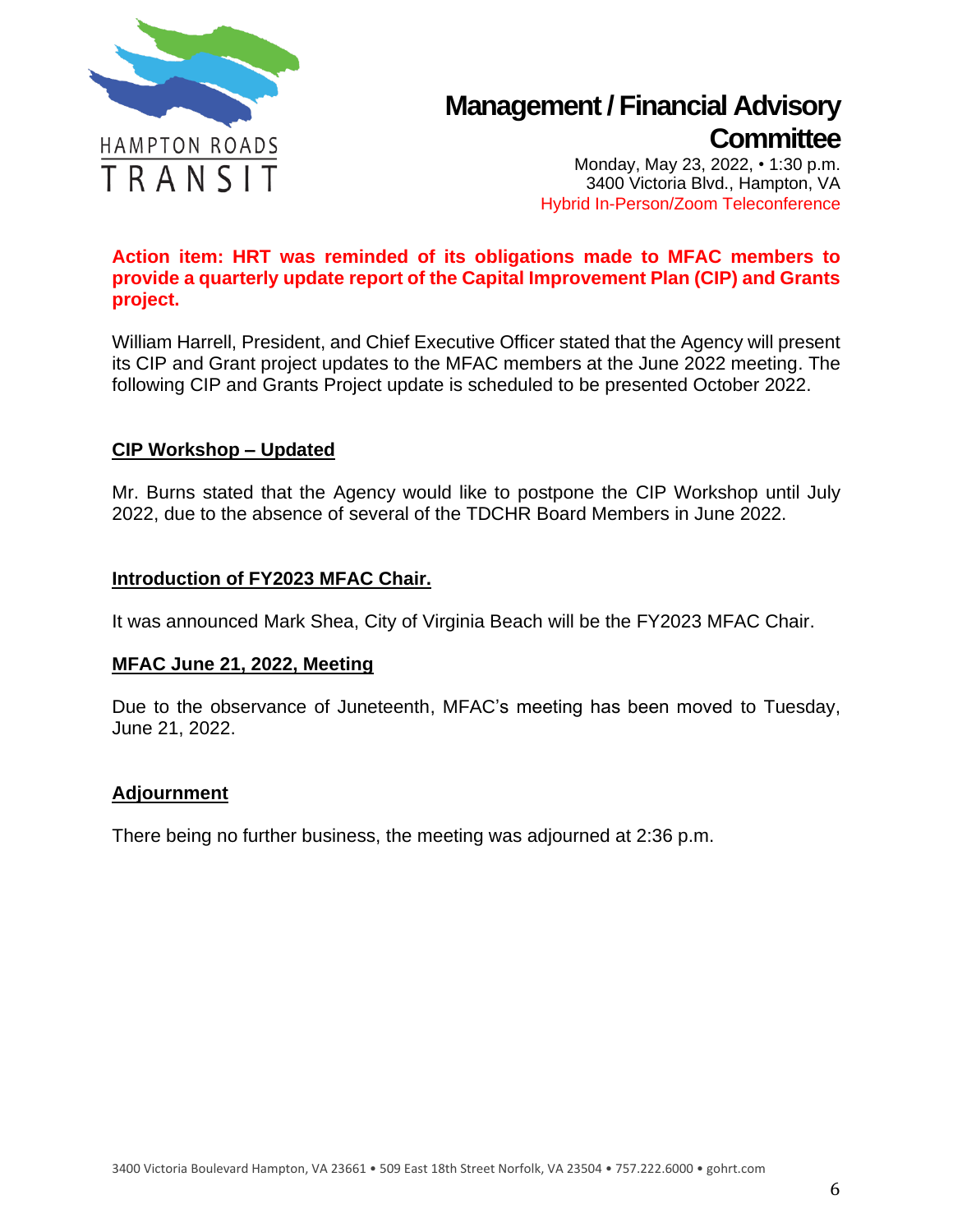HAMPTON ROADS TRANSIT

# Management / Financial Advisory Committee

Monday, May 23, 2022, • 1:30 p.m.
3400 Victoria Blvd., Hampton, VA
Hybrid In-Person/Zoom Teleconference

**Action item: HRT was reminded of its obligations made to MFAC members to provide a quarterly update report of the Capital Improvement Plan (CIP) and Grants project.**

William Harrell, President, and Chief Executive Officer stated that the Agency will present its CIP and Grant project updates to the MFAC members at the June 2022 meeting. The following CIP and Grants Project update is scheduled to be presented October 2022.

## CIP Workshop – Updated

Mr. Burns stated that the Agency would like to postpone the CIP Workshop until July 2022, due to the absence of several of the TDCHR Board Members in June 2022.

## Introduction of FY2023 MFAC Chair.

It was announced Mark Shea, City of Virginia Beach will be the FY2023 MFAC Chair.

## MFAC June 21, 2022, Meeting

Due to the observance of Juneteenth, MFAC's meeting has been moved to Tuesday, June 21, 2022.

## Adjournment

There being no further business, the meeting was adjourned at 2:36 p.m.